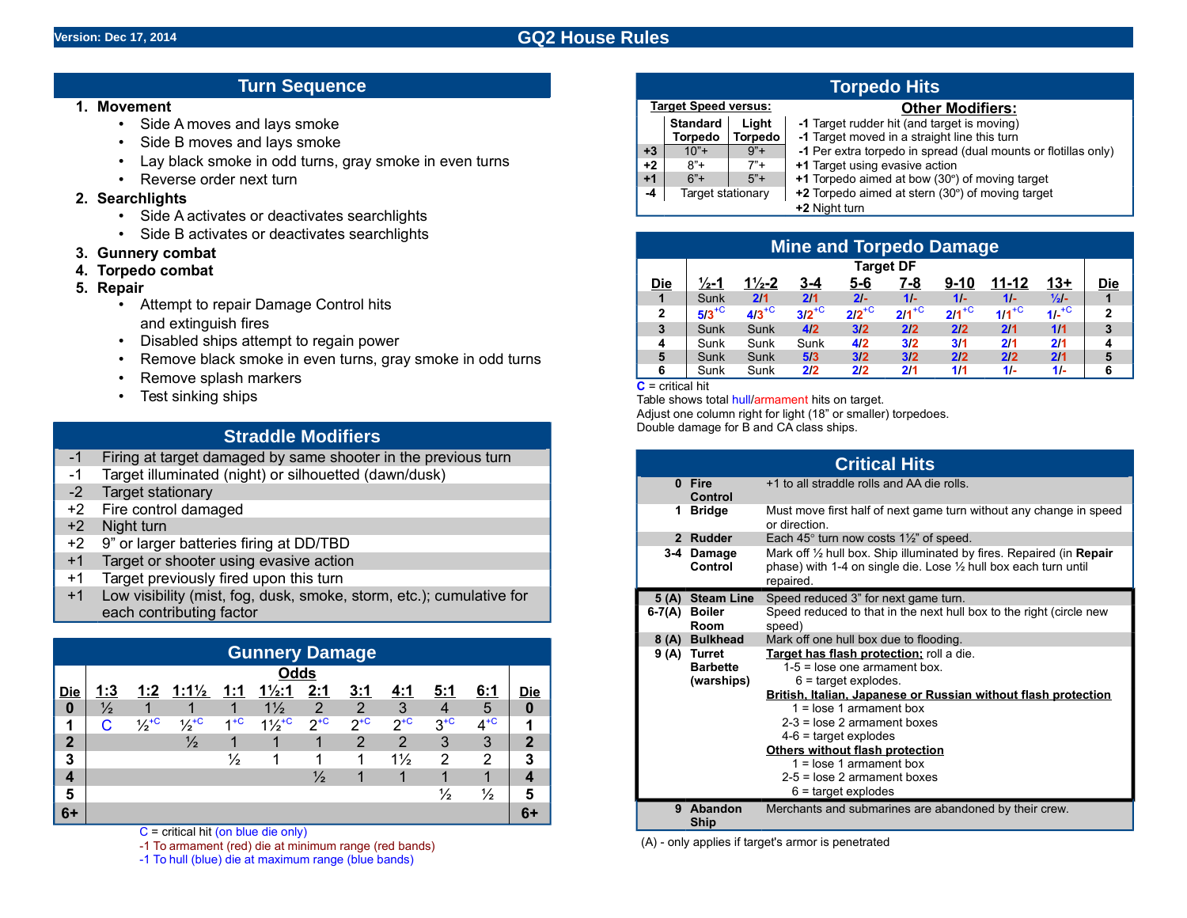Version: Dec 17, 2014

# GQ2 House Rules

## Turn Sequence

1. **Movement**
   - Side A moves and lays smoke
   - Side B moves and lays smoke
   - Lay black smoke in odd turns, gray smoke in even turns
   - Reverse order next turn
2. **Searchlights**
   - Side A activates or deactivates searchlights
   - Side B activates or deactivates searchlights
3. **Gunnery combat**
4. **Torpedo combat**
5. **Repair**
   - Attempt to repair Damage Control hits and extinguish fires
   - Disabled ships attempt to regain power
   - Remove black smoke in even turns, gray smoke in odd turns
   - Remove splash markers
   - Test sinking ships

## Straddle Modifiers

| | |
|---|---|
| -1 | Firing at target damaged by same shooter in the previous turn |
| -1 | Target illuminated (night) or silhouetted (dawn/dusk) |
| -2 | Target stationary |
| +2 | Fire control damaged |
| +2 | Night turn |
| +2 | 9" or larger batteries firing at DD/TBD |
| +1 | Target or shooter using evasive action |
| +1 | Target previously fired upon this turn |
| +1 | Low visibility (mist, fog, dusk, smoke, storm, etc.); cumulative for each contributing factor |

## Gunnery Damage

| Die | Odds 1:3 | 1:2 | 1:1½ | 1:1 | 1½:1 | 2:1 | 3:1 | 4:1 | 5:1 | 6:1 | Die |
|---|---|---|---|---|---|---|---|---|---|---|---|
| 0 | ½ | 1 | 1 | 1 | 1½ | 2 | 2 | 3 | 4 | 5 | 0 |
| 1 | C | ½+C | ½+C | 1+C | 1½+C | 2+C | 2+C | 2+C | 3+C | 4+C | 1 |
| 2 | | | ½ | 1 | 1 | 1 | 2 | 2 | 3 | 3 | 2 |
| 3 | | | | ½ | 1 | 1 | 1 | 1½ | 2 | 2 | 3 |
| 4 | | | | | | ½ | 1 | 1 | 1 | 1 | 4 |
| 5 | | | | | | | | | ½ | ½ | 5 |
| 6+ | | | | | | | | | | | 6+ |

C = critical hit (on blue die only)
-1 To armament (red) die at minimum range (red bands)
-1 To hull (blue) die at maximum range (blue bands)

## Torpedo Hits

**Target Speed versus:**

| | Standard Torpedo | Light Torpedo |
|---|---|---|
| +3 | 10"+ | 9"+ |
| +2 | 8"+ | 7"+ |
| +1 | 6"+ | 5"+ |
| -4 | Target stationary | |

**Other Modifiers:**

- **-1** Target rudder hit (and target is moving)
- **-1** Target moved in a straight line this turn
- **-1** Per extra torpedo in spread (dual mounts or flotillas only)
- **+1** Target using evasive action
- **+1** Torpedo aimed at bow (30°) of moving target
- **+2** Torpedo aimed at stern (30°) of moving target
- **+2** Night turn

## Mine and Torpedo Damage

| Die | Target DF ½-1 | 1½-2 | 3-4 | 5-6 | 7-8 | 9-10 | 11-12 | 13+ | Die |
|---|---|---|---|---|---|---|---|---|---|
| 1 | Sunk | 2/1 | 2/1 | 2/- | 1/- | 1/- | 1/- | ½/- | 1 |
| 2 | 5/3+C | 4/3+C | 3/2+C | 2/2+C | 2/1+C | 2/1+C | 1/1+C | 1/-+C | 2 |
| 3 | Sunk | Sunk | 4/2 | 3/2 | 2/2 | 2/2 | 2/1 | 1/1 | 3 |
| 4 | Sunk | Sunk | Sunk | 4/2 | 3/2 | 3/1 | 2/1 | 2/1 | 4 |
| 5 | Sunk | Sunk | 5/3 | 3/2 | 3/2 | 2/2 | 2/2 | 2/1 | 5 |
| 6 | Sunk | Sunk | 2/2 | 2/2 | 2/1 | 1/1 | 1/- | 1/- | 6 |

C = critical hit
Table shows total hull/armament hits on target.
Adjust one column right for light (18" or smaller) torpedoes.
Double damage for B and CA class ships.

## Critical Hits

| | | |
|---|---|---|
| 0 | **Fire Control** | +1 to all straddle rolls and AA die rolls. |
| 1 | **Bridge** | Must move first half of next game turn without any change in speed or direction. |
| 2 | **Rudder** | Each 45° turn now costs 1½" of speed. |
| 3-4 | **Damage Control** | Mark off ½ hull box. Ship illuminated by fires. Repaired (in **Repair** phase) with 1-4 on single die. Lose ½ hull box each turn until repaired. |
| 5 (A) | **Steam Line** | Speed reduced 3" for next game turn. |
| 6-7(A) | **Boiler Room** | Speed reduced to that in the next hull box to the right (circle new speed) |
| 8 (A) | **Bulkhead** | Mark off one hull box due to flooding. |
| 9 (A) | **Turret Barbette (warships)** | **Target has flash protection:** roll a die. 1-5 = lose one armament box. 6 = target explodes. **British, Italian, Japanese or Russian without flash protection** 1 = lose 1 armament box 2-3 = lose 2 armament boxes 4-6 = target explodes **Others without flash protection** 1 = lose 1 armament box 2-5 = lose 2 armament boxes 6 = target explodes |
| 9 | **Abandon Ship** | Merchants and submarines are abandoned by their crew. |

(A) - only applies if target's armor is penetrated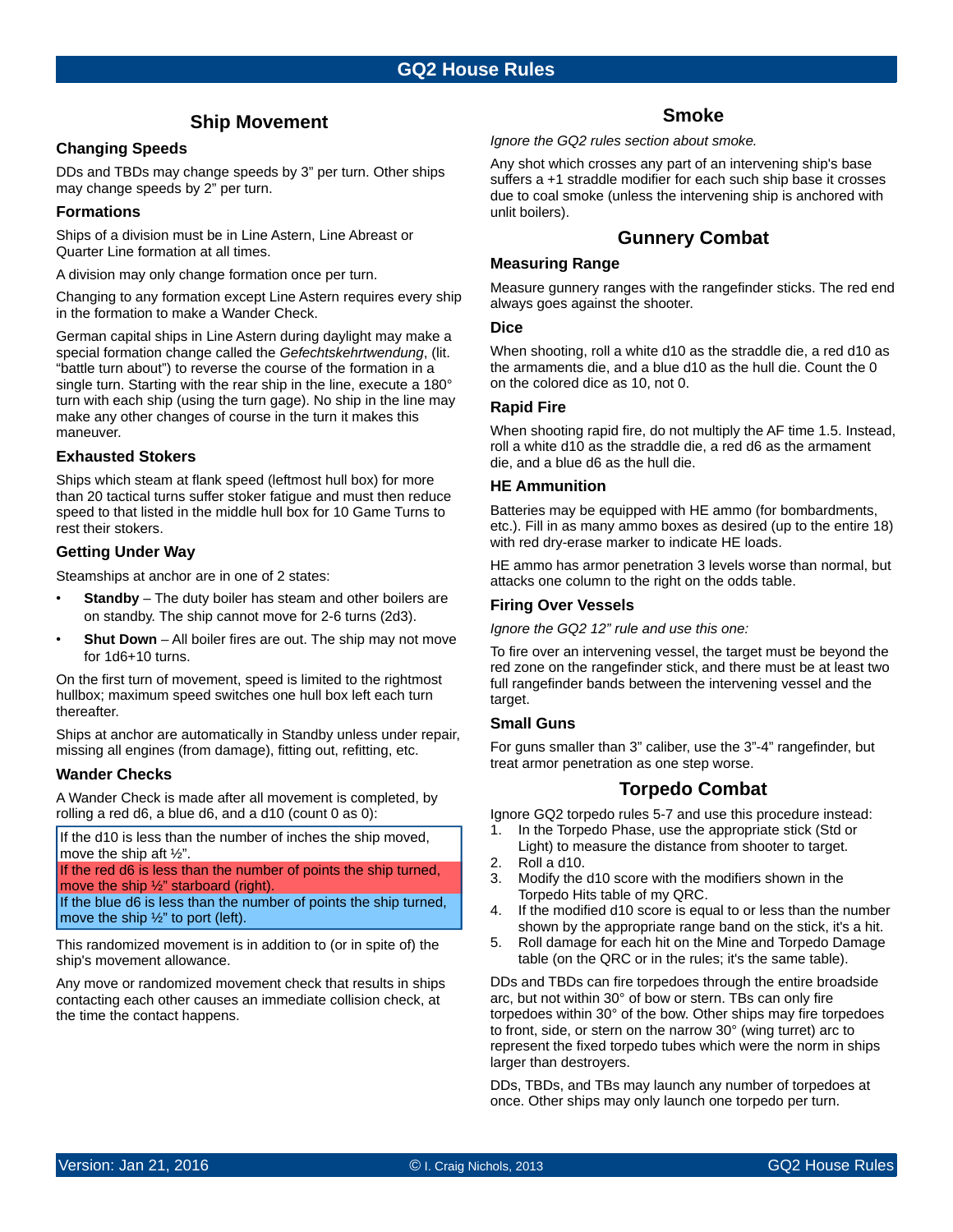# GQ2 House Rules

## Ship Movement

### Changing Speeds

DDs and TBDs may change speeds by 3" per turn. Other ships may change speeds by 2" per turn.

### Formations

Ships of a division must be in Line Astern, Line Abreast or Quarter Line formation at all times.

A division may only change formation once per turn.

Changing to any formation except Line Astern requires every ship in the formation to make a Wander Check.

German capital ships in Line Astern during daylight may make a special formation change called the *Gefechtskehrtwendung*, (lit. "battle turn about") to reverse the course of the formation in a single turn. Starting with the rear ship in the line, execute a 180° turn with each ship (using the turn gage). No ship in the line may make any other changes of course in the turn it makes this maneuver.

### Exhausted Stokers

Ships which steam at flank speed (leftmost hull box) for more than 20 tactical turns suffer stoker fatigue and must then reduce speed to that listed in the middle hull box for 10 Game Turns to rest their stokers.

### Getting Under Way

Steamships at anchor are in one of 2 states:

- **Standby** – The duty boiler has steam and other boilers are on standby. The ship cannot move for 2-6 turns (2d3).
- **Shut Down** – All boiler fires are out. The ship may not move for 1d6+10 turns.

On the first turn of movement, speed is limited to the rightmost hullbox; maximum speed switches one hull box left each turn thereafter.

Ships at anchor are automatically in Standby unless under repair, missing all engines (from damage), fitting out, refitting, etc.

### Wander Checks

A Wander Check is made after all movement is completed, by rolling a red d6, a blue d6, and a d10 (count 0 as 0):

| |
|---|
| If the d10 is less than the number of inches the ship moved, move the ship aft ½". |
| If the red d6 is less than the number of points the ship turned, move the ship ½" starboard (right). |
| If the blue d6 is less than the number of points the ship turned, move the ship ½" to port (left). |

This randomized movement is in addition to (or in spite of) the ship's movement allowance.

Any move or randomized movement check that results in ships contacting each other causes an immediate collision check, at the time the contact happens.

## Smoke

*Ignore the GQ2 rules section about smoke.*

Any shot which crosses any part of an intervening ship's base suffers a +1 straddle modifier for each such ship base it crosses due to coal smoke (unless the intervening ship is anchored with unlit boilers).

## Gunnery Combat

### Measuring Range

Measure gunnery ranges with the rangefinder sticks. The red end always goes against the shooter.

### Dice

When shooting, roll a white d10 as the straddle die, a red d10 as the armaments die, and a blue d10 as the hull die. Count the 0 on the colored dice as 10, not 0.

### Rapid Fire

When shooting rapid fire, do not multiply the AF time 1.5. Instead, roll a white d10 as the straddle die, a red d6 as the armament die, and a blue d6 as the hull die.

### HE Ammunition

Batteries may be equipped with HE ammo (for bombardments, etc.). Fill in as many ammo boxes as desired (up to the entire 18) with red dry-erase marker to indicate HE loads.

HE ammo has armor penetration 3 levels worse than normal, but attacks one column to the right on the odds table.

### Firing Over Vessels

*Ignore the GQ2 12" rule and use this one:*

To fire over an intervening vessel, the target must be beyond the red zone on the rangefinder stick, and there must be at least two full rangefinder bands between the intervening vessel and the target.

### Small Guns

For guns smaller than 3" caliber, use the 3"-4" rangefinder, but treat armor penetration as one step worse.

## Torpedo Combat

Ignore GQ2 torpedo rules 5-7 and use this procedure instead:

1. In the Torpedo Phase, use the appropriate stick (Std or Light) to measure the distance from shooter to target.
2. Roll a d10.
3. Modify the d10 score with the modifiers shown in the Torpedo Hits table of my QRC.
4. If the modified d10 score is equal to or less than the number shown by the appropriate range band on the stick, it's a hit.
5. Roll damage for each hit on the Mine and Torpedo Damage table (on the QRC or in the rules; it's the same table).

DDs and TBDs can fire torpedoes through the entire broadside arc, but not within 30° of bow or stern. TBs can only fire torpedoes within 30° of the bow. Other ships may fire torpedoes to front, side, or stern on the narrow 30° (wing turret) arc to represent the fixed torpedo tubes which were the norm in ships larger than destroyers.

DDs, TBDs, and TBs may launch any number of torpedoes at once. Other ships may only launch one torpedo per turn.

Version: Jan 21, 2016 © I. Craig Nichols, 2013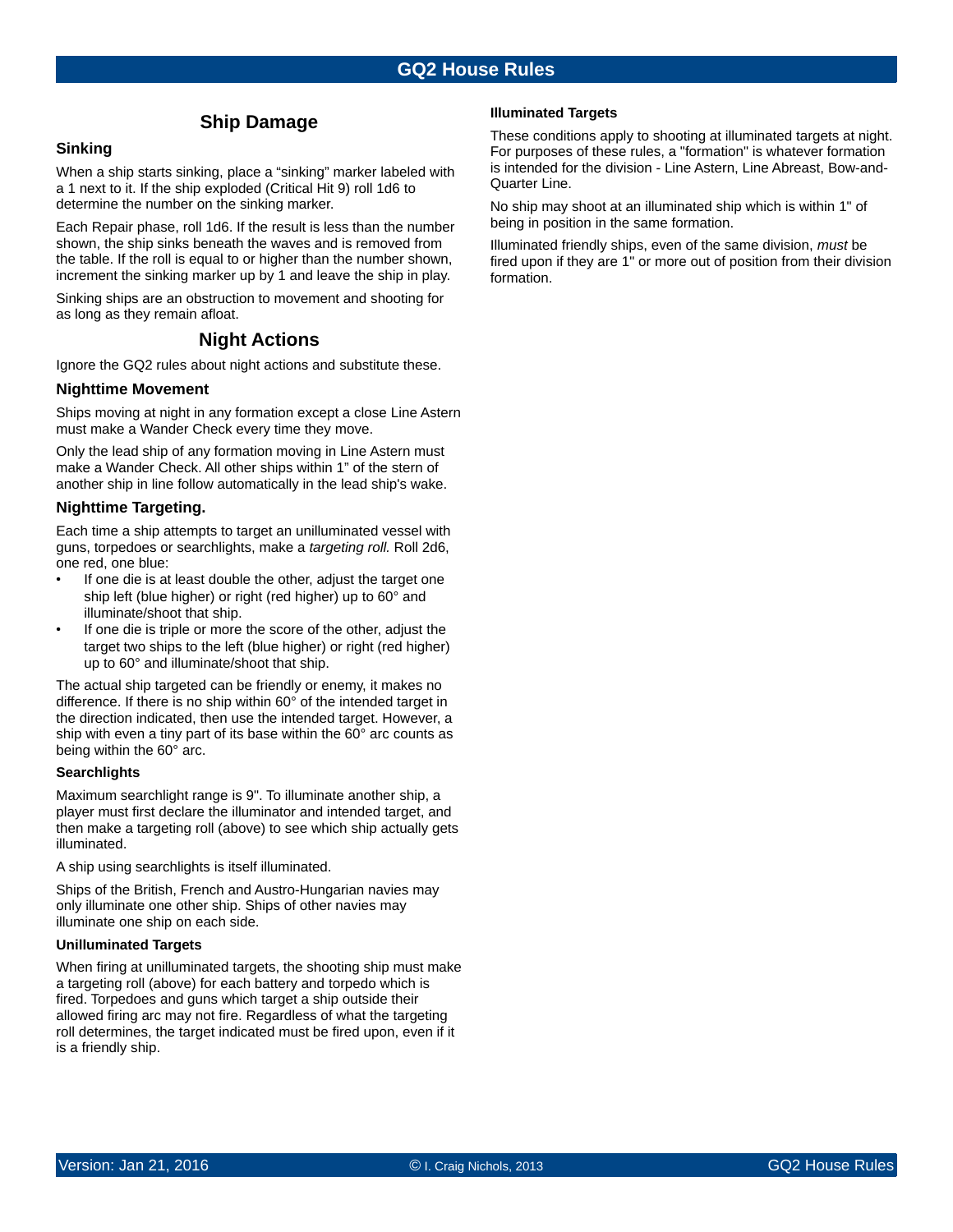## Ship Damage

### Sinking

When a ship starts sinking, place a "sinking" marker labeled with a 1 next to it. If the ship exploded (Critical Hit 9) roll 1d6 to determine the number on the sinking marker.

Each Repair phase, roll 1d6. If the result is less than the number shown, the ship sinks beneath the waves and is removed from the table. If the roll is equal to or higher than the number shown, increment the sinking marker up by 1 and leave the ship in play.

Sinking ships are an obstruction to movement and shooting for as long as they remain afloat.

## Night Actions

Ignore the GQ2 rules about night actions and substitute these.

### Nighttime Movement

Ships moving at night in any formation except a close Line Astern must make a Wander Check every time they move.

Only the lead ship of any formation moving in Line Astern must make a Wander Check. All other ships within 1" of the stern of another ship in line follow automatically in the lead ship's wake.

### Nighttime Targeting.

Each time a ship attempts to target an unilluminated vessel with guns, torpedoes or searchlights, make a *targeting roll.* Roll 2d6, one red, one blue:

- If one die is at least double the other, adjust the target one ship left (blue higher) or right (red higher) up to 60° and illuminate/shoot that ship.
- If one die is triple or more the score of the other, adjust the target two ships to the left (blue higher) or right (red higher) up to 60° and illuminate/shoot that ship.

The actual ship targeted can be friendly or enemy, it makes no difference. If there is no ship within 60° of the intended target in the direction indicated, then use the intended target. However, a ship with even a tiny part of its base within the 60° arc counts as being within the 60° arc.

#### Searchlights

Maximum searchlight range is 9". To illuminate another ship, a player must first declare the illuminator and intended target, and then make a targeting roll (above) to see which ship actually gets illuminated.

A ship using searchlights is itself illuminated.

Ships of the British, French and Austro-Hungarian navies may only illuminate one other ship. Ships of other navies may illuminate one ship on each side.

#### Unilluminated Targets

When firing at unilluminated targets, the shooting ship must make a targeting roll (above) for each battery and torpedo which is fired. Torpedoes and guns which target a ship outside their allowed firing arc may not fire. Regardless of what the targeting roll determines, the target indicated must be fired upon, even if it is a friendly ship.

#### Illuminated Targets

These conditions apply to shooting at illuminated targets at night. For purposes of these rules, a "formation" is whatever formation is intended for the division - Line Astern, Line Abreast, Bow-and-Quarter Line.

No ship may shoot at an illuminated ship which is within 1" of being in position in the same formation.

Illuminated friendly ships, even of the same division, *must* be fired upon if they are 1" or more out of position from their division formation.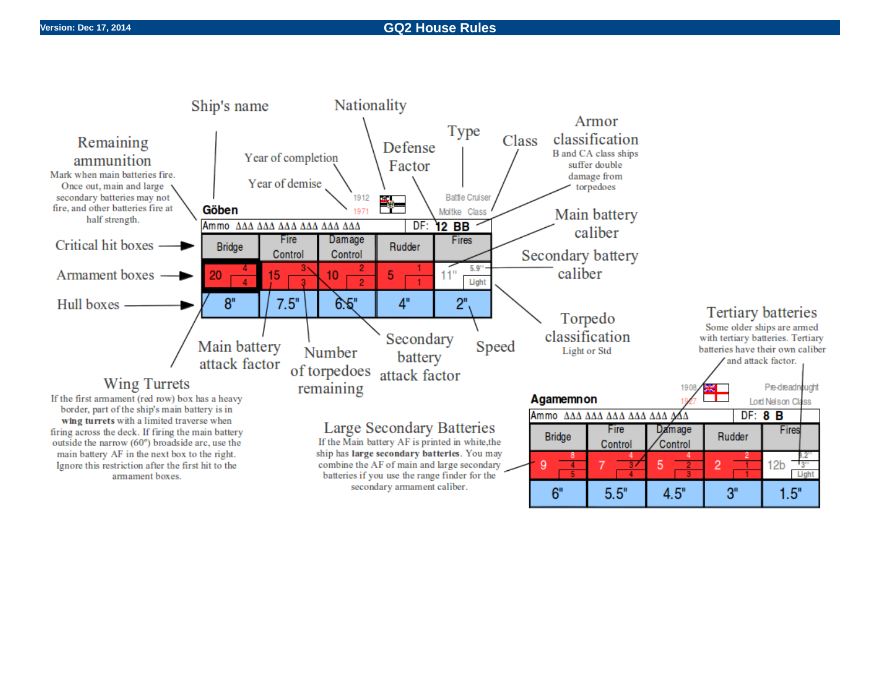Ship's name

Nationality

Type

Class

Defense Factor

Year of completion

Year of demise

**Remaining ammunition**

Mark when main batteries fire. Once out, main and large secondary batteries may not fire, and other batteries fire at half strength.

**Armor classification**

B and CA class ships suffer double damage from torpedoes

**Göben** 1912 1971 Battle Cruiser Moltke Class

| Ammo ΔΔΔ ΔΔΔ ΔΔΔ ΔΔΔ ΔΔΔ ΔΔΔ | | | DF: 12 BB | |
|---|---|---|---|---|
| Bridge | Fire Control | Damage Control | Rudder | Fires |
| 20 (4, 4) | 15 (3, 3) | 10 (2, 2) | 5 (1, 1) | 11" (5.9", Light) |
| 8" | 7.5" | 6.5" | 4" | 2" |

Critical hit boxes

Armament boxes

Hull boxes

Main battery caliber

Secondary battery caliber

Main battery attack factor

Number of torpedoes remaining

Secondary battery attack factor

Speed

**Torpedo classification**

Light or Std

**Wing Turrets**

If the first armament (red row) box has a heavy border, part of the ship's main battery is in **wing turrets** with a limited traverse when firing across the deck. If firing the main battery outside the narrow (60°) broadside arc, use the main battery AF in the next box to the right. Ignore this restriction after the first hit to the armament boxes.

**Large Secondary Batteries**

If the Main battery AF is printed in white,the ship has **large secondary batteries**. You may combine the AF of main and large secondary batteries if you use the range finder for the secondary armament caliber.

**Tertiary batteries**

Some older ships are armed with tertiary batteries. Tertiary batteries have their own caliber and attack factor.

**Agamemnon** 1908 1927 Pre-dreadnought Lord Nelson Class

| Ammo ΔΔΔ ΔΔΔ ΔΔΔ ΔΔΔ ΔΔΔ ΔΔΔ | | | DF: 8 B | |
|---|---|---|---|---|
| Bridge | Fire Control | Damage Control | Rudder | Fires |
| 9 (8, 4, 5) | 7 (4, 3, 4) | 5 (4, 2, 3) | 2 (2, 1, 1) | 12b (9.2", 3", Light) |
| 6" | 5.5" | 4.5" | 3" | 1.5" |